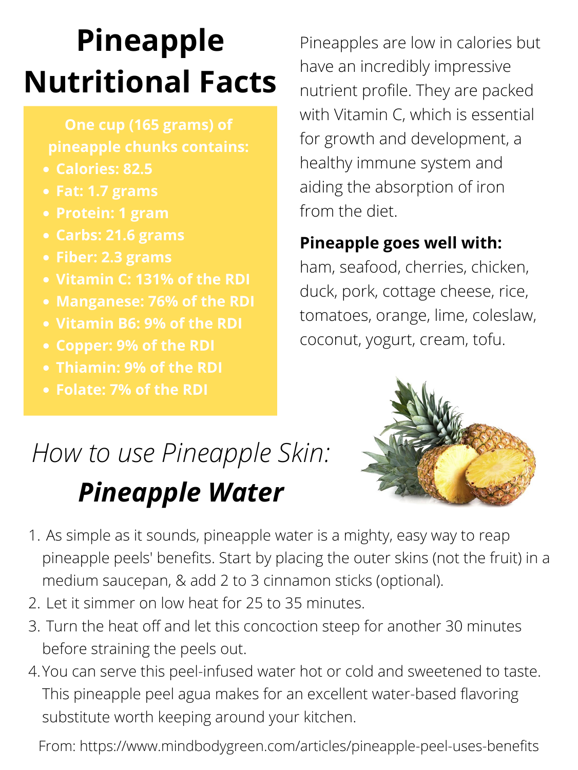# Pineapple Nutritional Facts

**One cup (165 grams) of pineapple chunks contains:**

- **Calories: 82.5**
- **Fat: 1.7 grams**
- **Protein: 1 gram**
- **Carbs: 21.6 grams**
- **Fiber: 2.3 grams**
- **Vitamin C: 131% of the RDI**
- **Manganese: 76% of the RDI**
- **Vitamin B6: 9% of the RDI**
- **Copper: 9% of the RDI**
- **Thiamin: 9% of the RDI**
- **Folate: 7% of the RDI**

Pineapples are low in calories but have an incredibly impressive nutrient profile. They are packed with Vitamin C, which is essential for growth and development, a healthy immune system and aiding the absorption of iron from the diet.

**Pineapple goes well with:**
ham, seafood, cherries, chicken, duck, pork, cottage cheese, rice, tomatoes, orange, lime, coleslaw, coconut, yogurt, cream, tofu.

## *How to use Pineapple Skin:*

## ***Pineapple Water***

1. As simple as it sounds, pineapple water is a mighty, easy way to reap pineapple peels' benefits. Start by placing the outer skins (not the fruit) in a medium saucepan, & add 2 to 3 cinnamon sticks (optional).
2. Let it simmer on low heat for 25 to 35 minutes.
3. Turn the heat off and let this concoction steep for another 30 minutes before straining the peels out.
4. You can serve this peel-infused water hot or cold and sweetened to taste. This pineapple peel agua makes for an excellent water-based flavoring substitute worth keeping around your kitchen.

From: https://www.mindbodygreen.com/articles/pineapple-peel-uses-benefits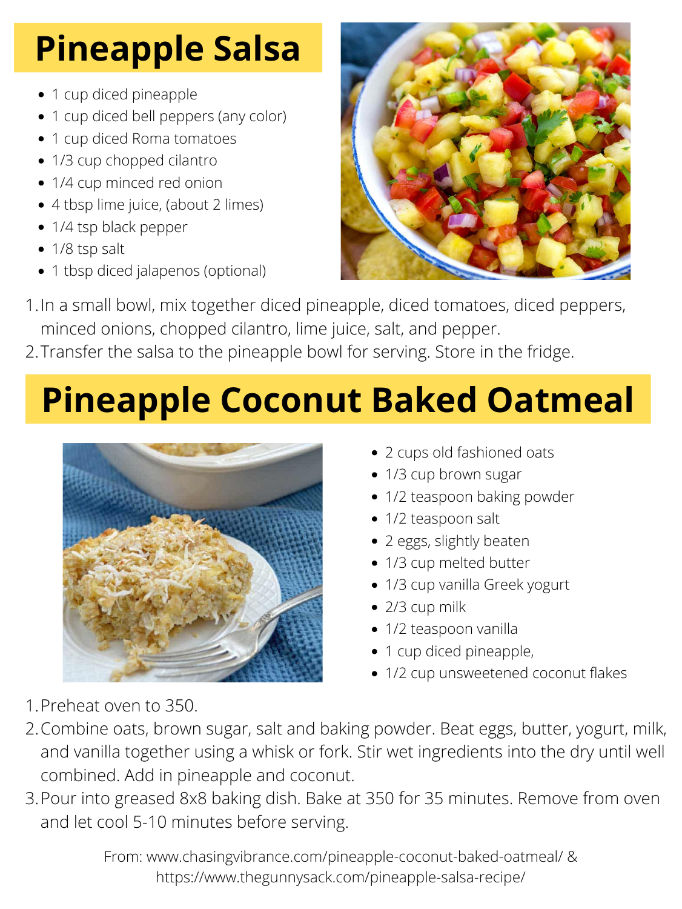# Pineapple Salsa

- 1 cup diced pineapple
- 1 cup diced bell peppers (any color)
- 1 cup diced Roma tomatoes
- 1/3 cup chopped cilantro
- 1/4 cup minced red onion
- 4 tbsp lime juice, (about 2 limes)
- 1/4 tsp black pepper
- 1/8 tsp salt
- 1 tbsp diced jalapenos (optional)

1. In a small bowl, mix together diced pineapple, diced tomatoes, diced peppers, minced onions, chopped cilantro, lime juice, salt, and pepper.
2. Transfer the salsa to the pineapple bowl for serving. Store in the fridge.

# Pineapple Coconut Baked Oatmeal

- 2 cups old fashioned oats
- 1/3 cup brown sugar
- 1/2 teaspoon baking powder
- 1/2 teaspoon salt
- 2 eggs, slightly beaten
- 1/3 cup melted butter
- 1/3 cup vanilla Greek yogurt
- 2/3 cup milk
- 1/2 teaspoon vanilla
- 1 cup diced pineapple,
- 1/2 cup unsweetened coconut flakes

1. Preheat oven to 350.
2. Combine oats, brown sugar, salt and baking powder. Beat eggs, butter, yogurt, milk, and vanilla together using a whisk or fork. Stir wet ingredients into the dry until well combined. Add in pineapple and coconut.
3. Pour into greased 8x8 baking dish. Bake at 350 for 35 minutes. Remove from oven and let cool 5-10 minutes before serving.

From: www.chasingvibrance.com/pineapple-coconut-baked-oatmeal/ & https://www.thegunnysack.com/pineapple-salsa-recipe/